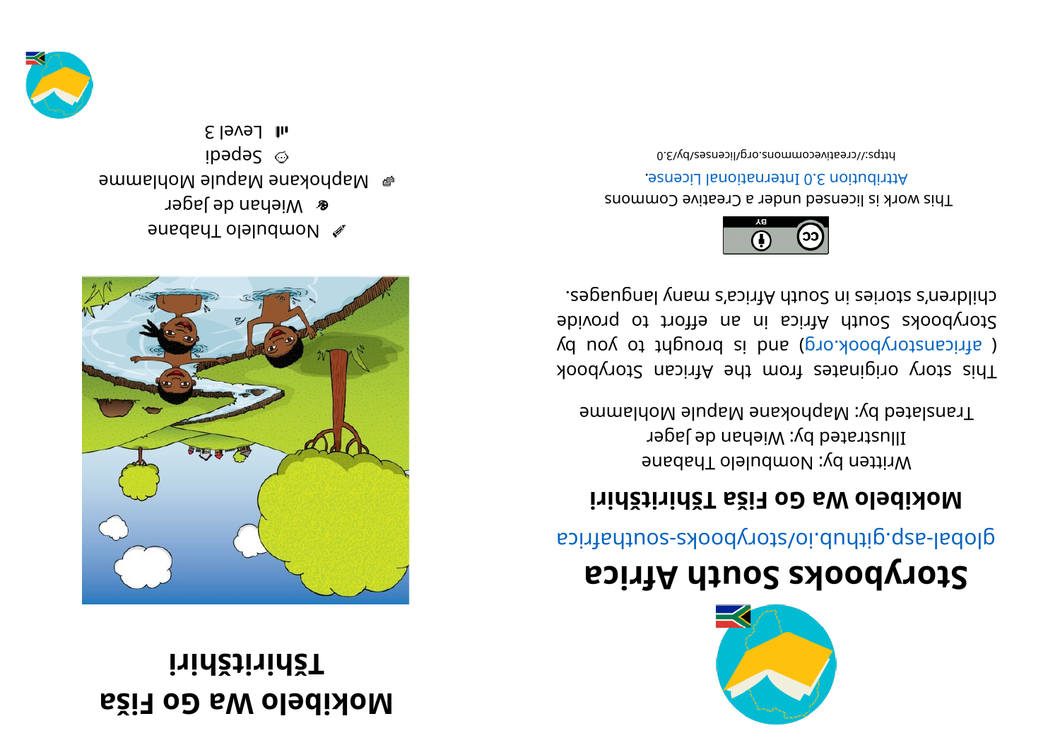# Mokibelo Wa Go Fiša Tšhiritšhiri

Nombulelo Thabane

Wiehan de Jager

Maphokane Mapule Mohlamme

Sepedi

Level 3

# Storybooks South Africa

global-asp.github.io/storybooks-southafrica

## Mokibelo Wa Go Fiša Tšhiritšhiri

Written by: Nombulelo Thabane
Illustrated by: Wiehan de Jager
Translated by: Maphokane Mapule Mohlamme

This story originates from the African Storybook ( africanstorybook.org ) and is brought to you by Storybooks South Africa in an effort to provide children's stories in South Africa's many languages.

This work is licensed under a Creative Commons Attribution 3.0 International License.

https://creativecommons.org/licenses/by/3.0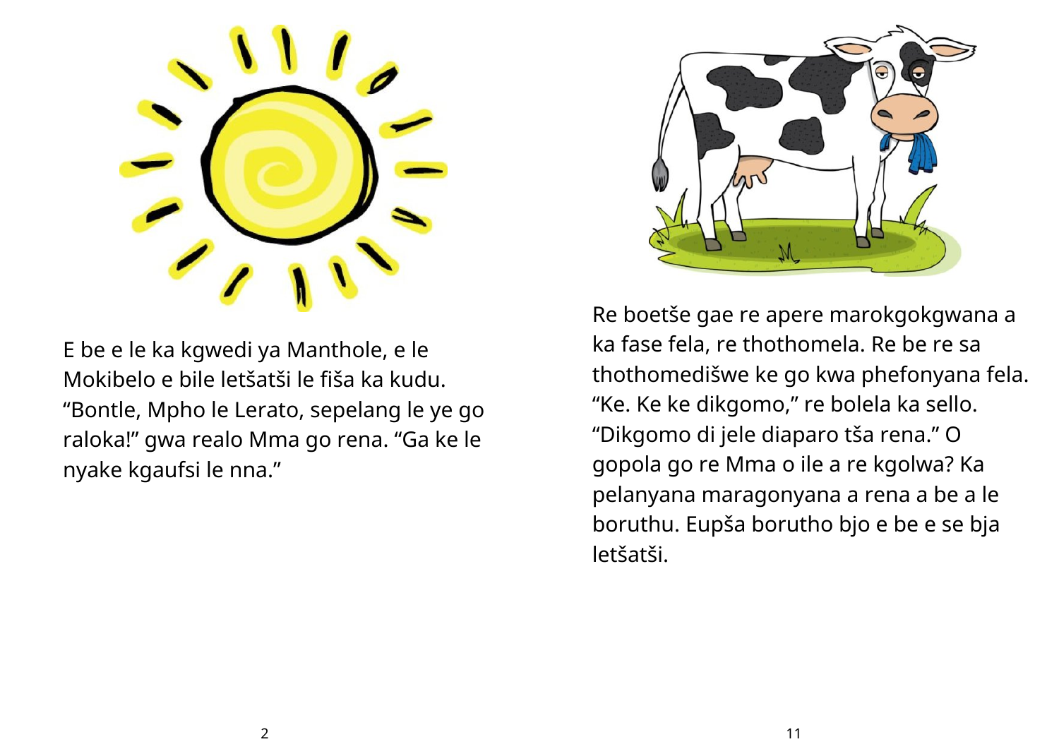E be e le ka kgwedi ya Manthole, e le Mokibelo e bile letšatši le fiša ka kudu. “Bontle, Mpho le Lerato, sepelang le ye go raloka!” gwa realo Mma go rena. “Ga ke le nyake kgaufsi le nna.”

Re boetše gae re apere marokgokgwana a ka fase fela, re thothomela. Re be re sa thothomedišwe ke go kwa phefonyana fela. “Ke. Ke ke dikgomo,” re bolela ka sello. “Dikgomo di jele diaparo tša rena.” O gopola go re Mma o ile a re kgolwa? Ka pelanyana maragonyana a rena a be a le boruthu. Eupša borutho bjo e be e se bja letšatši.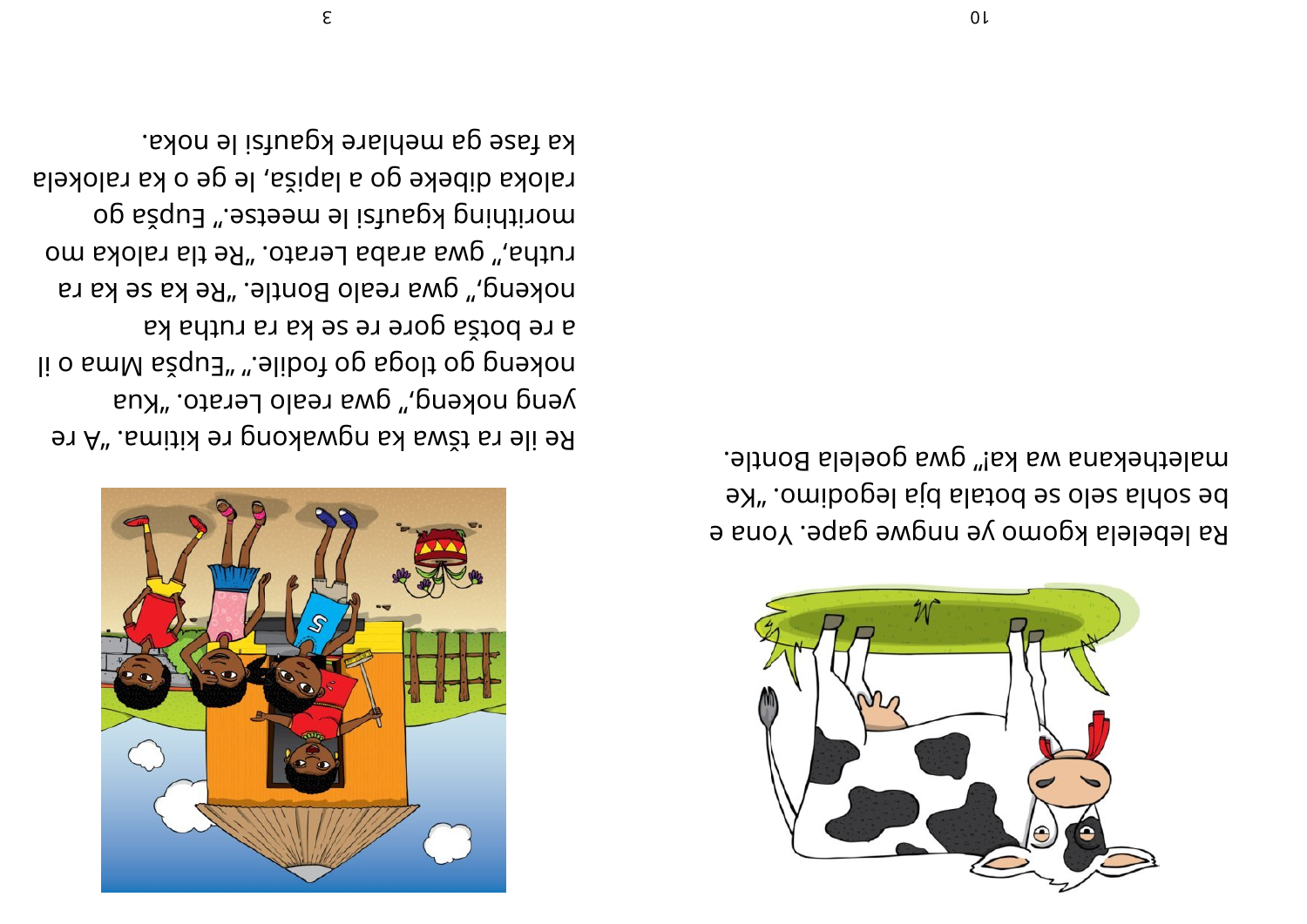Ra lebelela kgomo ye nngwe gape. Yona e be sohla selo se botala bja legodimo. "Ke malethekana wa ka!" gwa goelela Bontle.

Re ile ra tšwa ka ngwakong re kitima. "A re yeng nokeng," gwa realo Lerato. "Kua nokeng go tloga go fodile." "Eupša Mma o ile a re botša gore re se ka ra rutha ka nokeng," gwa realo Bontle. "Re ka se ka ra rutha," gwa araba Lerato. "Re tla raloka mo moriting kgaufsi le meetse." Eupša go raloka dibeke go a lapiša, le ge o ka ralokela ka fase ga mehlare kgaufsi le noka.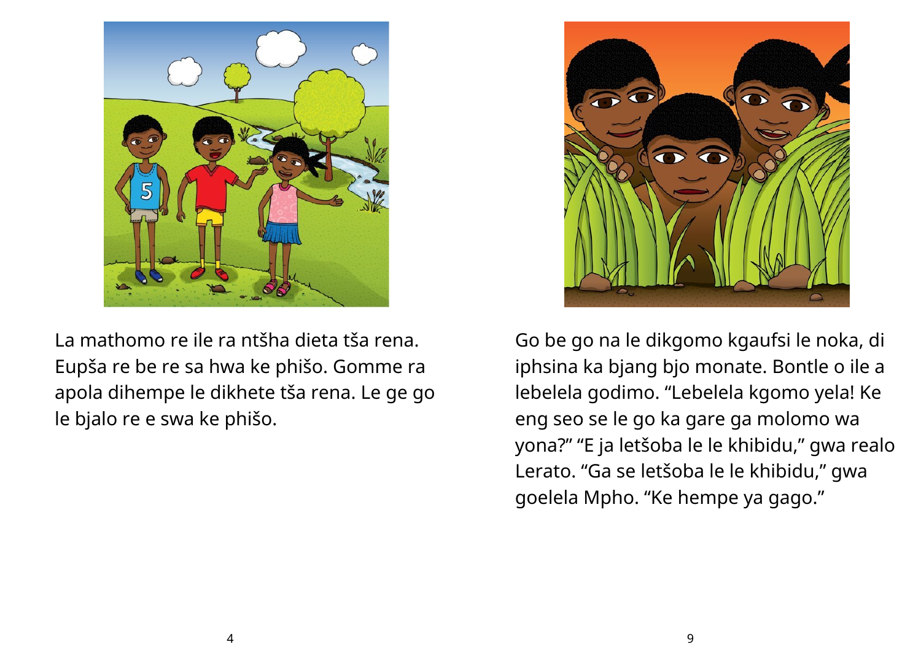La mathomo re ile ra ntšha dieta tša rena. Eupša re be re sa hwa ke phišo. Gomme ra apola dihempe le dikhete tša rena. Le ge go le bjalo re e swa ke phišo.

Go be go na le dikgomo kgaufsi le noka, di iphsina ka bjang bjo monate. Bontle o ile a lebelela godimo. “Lebelela kgomo yela! Ke eng seo se le go ka gare ga molomo wa yona?” “E ja letšoba le le khibidu,” gwa realo Lerato. “Ga se letšoba le le khibidu,” gwa goelela Mpho. “Ke hempe ya gago.”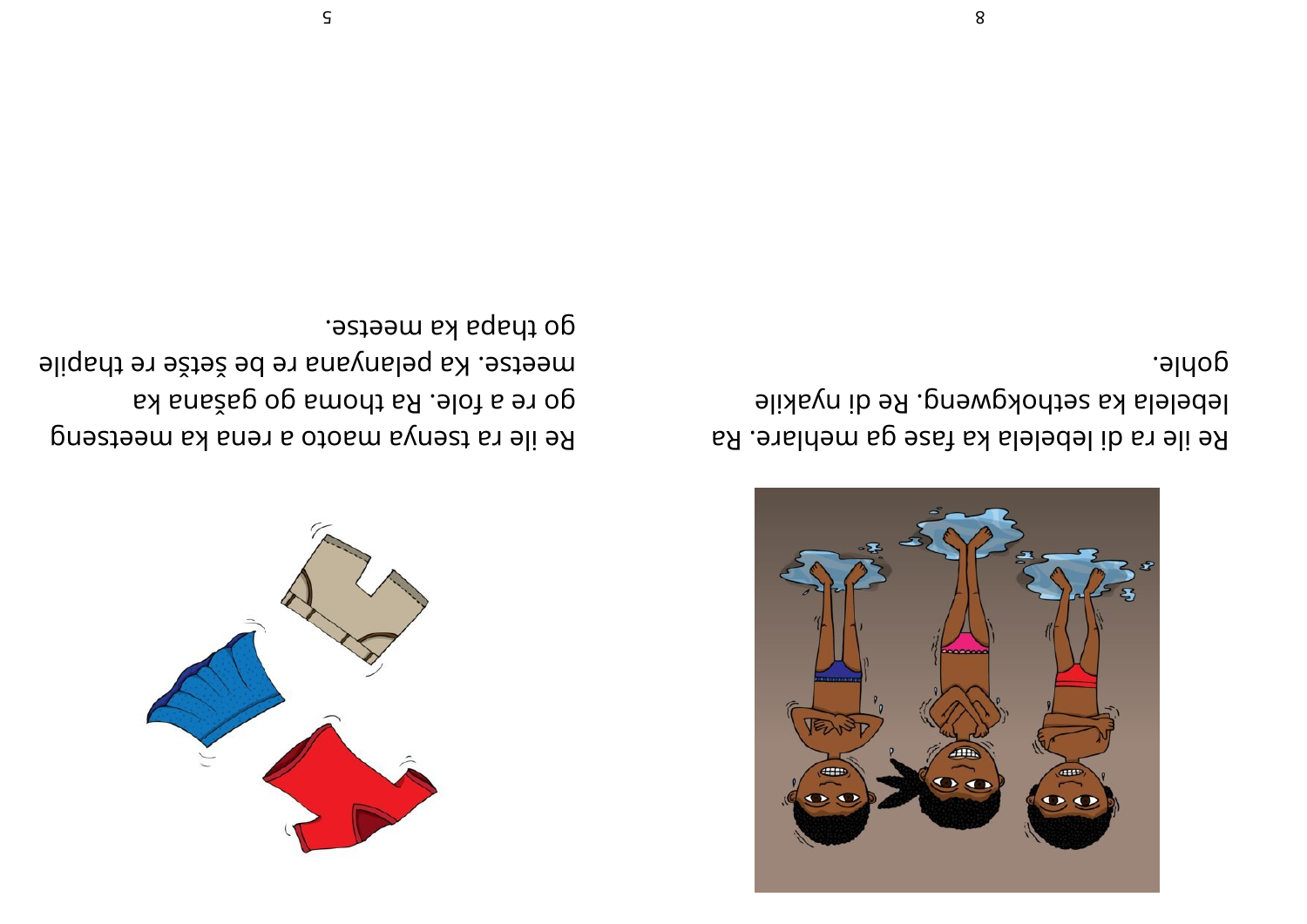Re ile ra di lebelela ka fase ga mehlare. Ra lebelela ka sethokgweng. Re di nyakile gohle.

Re ile ra tsenya maoto a rena ka meetseng go re a fole. Ra thoma go gašana ka meetse. Ka pelanyana re be šetše re thapile go thapa ka meetse.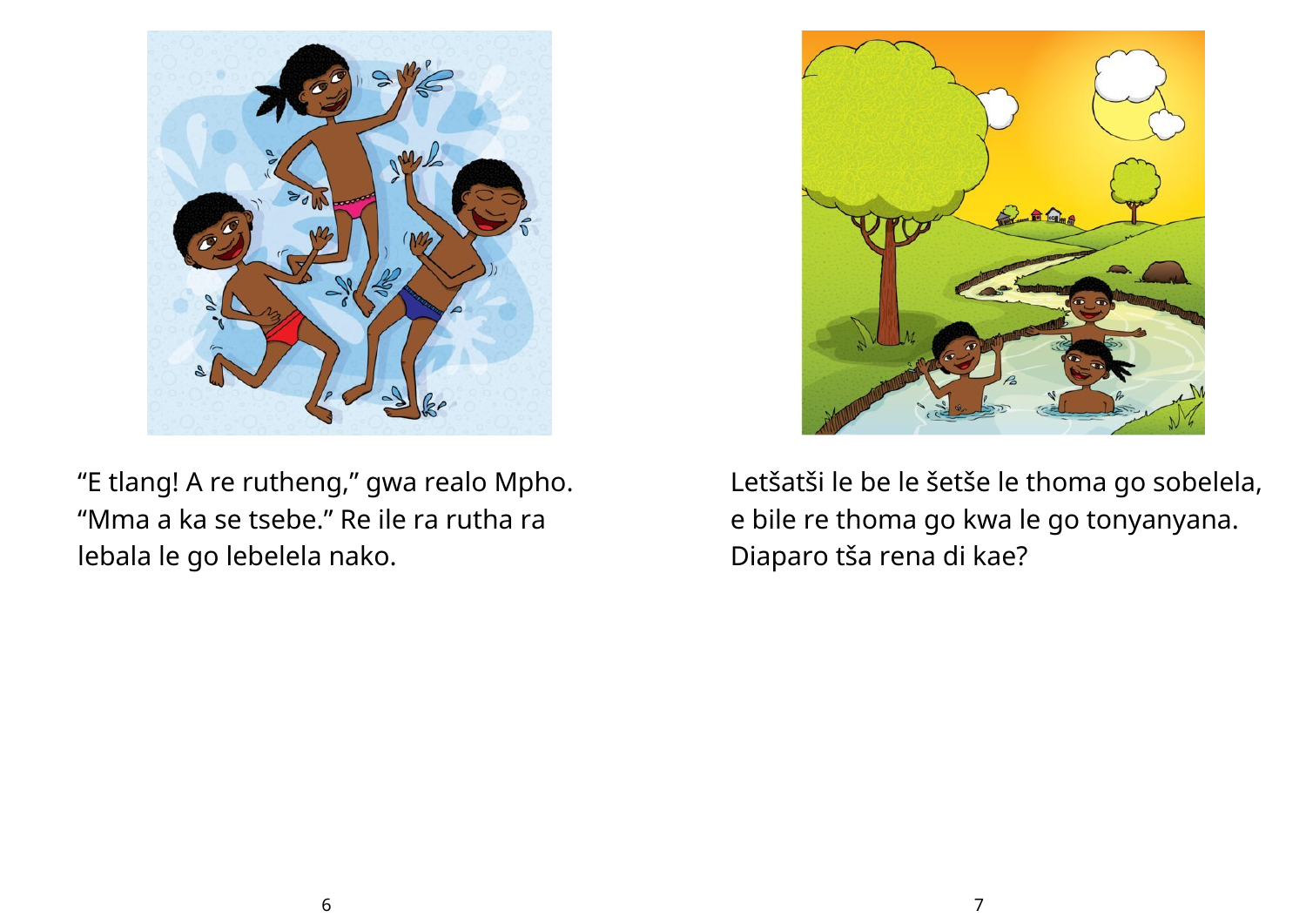“E tlang! A re rutheng,” gwa realo Mpho. “Mma a ka se tsebe.” Re ile ra rutha ra lebala le go lebelela nako.

Letšatši le be le šetše le thoma go sobelela, e bile re thoma go kwa le go tonyanyana. Diaparo tša rena di kae?